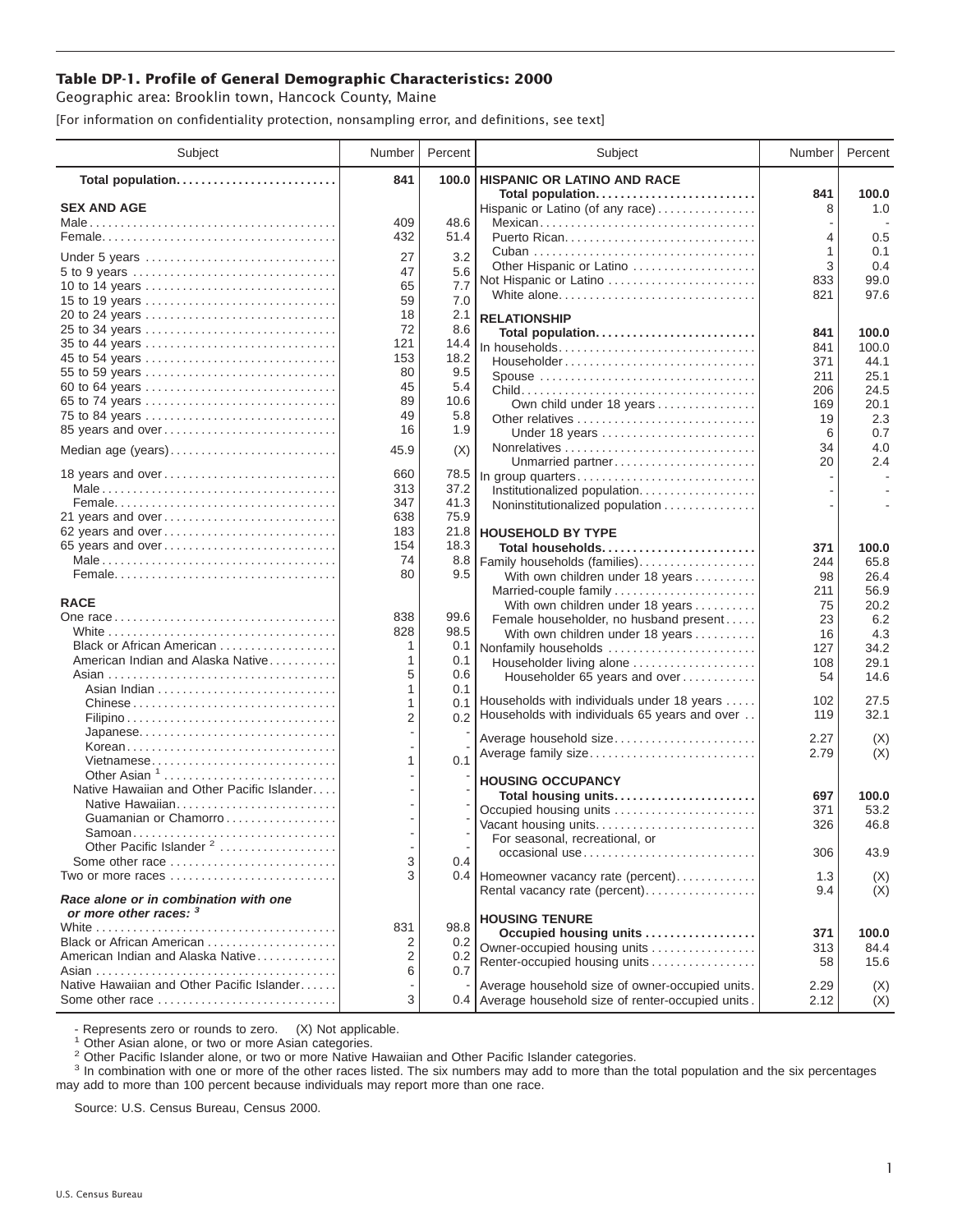# Table DP-1. Profile of General Demographic Characteristics: 2000

Geographic area: Brooklin town, Hancock County, Maine

[For information on confidentiality protection, nonsampling error, and definitions, see text]

| Subject | Number | Percent |
|---|---|---|
| **Total population** | **841** | **100.0** |
| **SEX AND AGE** | | |
| Male | 409 | 48.6 |
| Female | 432 | 51.4 |
| Under 5 years | 27 | 3.2 |
| 5 to 9 years | 47 | 5.6 |
| 10 to 14 years | 65 | 7.7 |
| 15 to 19 years | 59 | 7.0 |
| 20 to 24 years | 18 | 2.1 |
| 25 to 34 years | 72 | 8.6 |
| 35 to 44 years | 121 | 14.4 |
| 45 to 54 years | 153 | 18.2 |
| 55 to 59 years | 80 | 9.5 |
| 60 to 64 years | 45 | 5.4 |
| 65 to 74 years | 89 | 10.6 |
| 75 to 84 years | 49 | 5.8 |
| 85 years and over | 16 | 1.9 |
| Median age (years) | 45.9 | (X) |
| 18 years and over | 660 | 78.5 |
| Male | 313 | 37.2 |
| Female | 347 | 41.3 |
| 21 years and over | 638 | 75.9 |
| 62 years and over | 183 | 21.8 |
| 65 years and over | 154 | 18.3 |
| Male | 74 | 8.8 |
| Female | 80 | 9.5 |
| **RACE** | | |
| One race | 838 | 99.6 |
| White | 828 | 98.5 |
| Black or African American | 1 | 0.1 |
| American Indian and Alaska Native | 1 | 0.1 |
| Asian | 5 | 0.6 |
| Asian Indian | 1 | 0.1 |
| Chinese | 1 | 0.1 |
| Filipino | 2 | 0.2 |
| Japanese | - | - |
| Korean | - | - |
| Vietnamese | 1 | 0.1 |
| Other Asian [1] | - | - |
| Native Hawaiian and Other Pacific Islander | - | - |
| Native Hawaiian | - | - |
| Guamanian or Chamorro | - | - |
| Samoan | - | - |
| Other Pacific Islander [2] | - | - |
| Some other race | 3 | 0.4 |
| Two or more races | 3 | 0.4 |
| ***Race alone or in combination with one or more other races:*** [3] | | |
| White | 831 | 98.8 |
| Black or African American | 2 | 0.2 |
| American Indian and Alaska Native | 2 | 0.2 |
| Asian | 6 | 0.7 |
| Native Hawaiian and Other Pacific Islander | - | - |
| Some other race | 3 | 0.4 |
| **HISPANIC OR LATINO AND RACE** | | |
| **Total population** | **841** | **100.0** |
| Hispanic or Latino (of any race) | 8 | 1.0 |
| Mexican | - | - |
| Puerto Rican | 4 | 0.5 |
| Cuban | 1 | 0.1 |
| Other Hispanic or Latino | 3 | 0.4 |
| Not Hispanic or Latino | 833 | 99.0 |
| White alone | 821 | 97.6 |
| **RELATIONSHIP** | | |
| **Total population** | **841** | **100.0** |
| In households | 841 | 100.0 |
| Householder | 371 | 44.1 |
| Spouse | 211 | 25.1 |
| Child | 206 | 24.5 |
| Own child under 18 years | 169 | 20.1 |
| Other relatives | 19 | 2.3 |
| Under 18 years | 6 | 0.7 |
| Nonrelatives | 34 | 4.0 |
| Unmarried partner | 20 | 2.4 |
| In group quarters | - | - |
| Institutionalized population | - | - |
| Noninstitutionalized population | - | - |
| **HOUSEHOLD BY TYPE** | | |
| **Total households** | **371** | **100.0** |
| Family households (families) | 244 | 65.8 |
| With own children under 18 years | 98 | 26.4 |
| Married-couple family | 211 | 56.9 |
| With own children under 18 years | 75 | 20.2 |
| Female householder, no husband present | 23 | 6.2 |
| With own children under 18 years | 16 | 4.3 |
| Nonfamily households | 127 | 34.2 |
| Householder living alone | 108 | 29.1 |
| Householder 65 years and over | 54 | 14.6 |
| Households with individuals under 18 years | 102 | 27.5 |
| Households with individuals 65 years and over | 119 | 32.1 |
| Average household size | 2.27 | (X) |
| Average family size | 2.79 | (X) |
| **HOUSING OCCUPANCY** | | |
| **Total housing units** | **697** | **100.0** |
| Occupied housing units | 371 | 53.2 |
| Vacant housing units | 326 | 46.8 |
| For seasonal, recreational, or occasional use | 306 | 43.9 |
| Homeowner vacancy rate (percent) | 1.3 | (X) |
| Rental vacancy rate (percent) | 9.4 | (X) |
| **HOUSING TENURE** | | |
| **Occupied housing units** | **371** | **100.0** |
| Owner-occupied housing units | 313 | 84.4 |
| Renter-occupied housing units | 58 | 15.6 |
| Average household size of owner-occupied units | 2.29 | (X) |
| Average household size of renter-occupied units | 2.12 | (X) |

- Represents zero or rounds to zero. (X) Not applicable.

[1] Other Asian alone, or two or more Asian categories.

[2] Other Pacific Islander alone, or two or more Native Hawaiian and Other Pacific Islander categories.

[3] In combination with one or more of the other races listed. The six numbers may add to more than the total population and the six percentages may add to more than 100 percent because individuals may report more than one race.

Source: U.S. Census Bureau, Census 2000.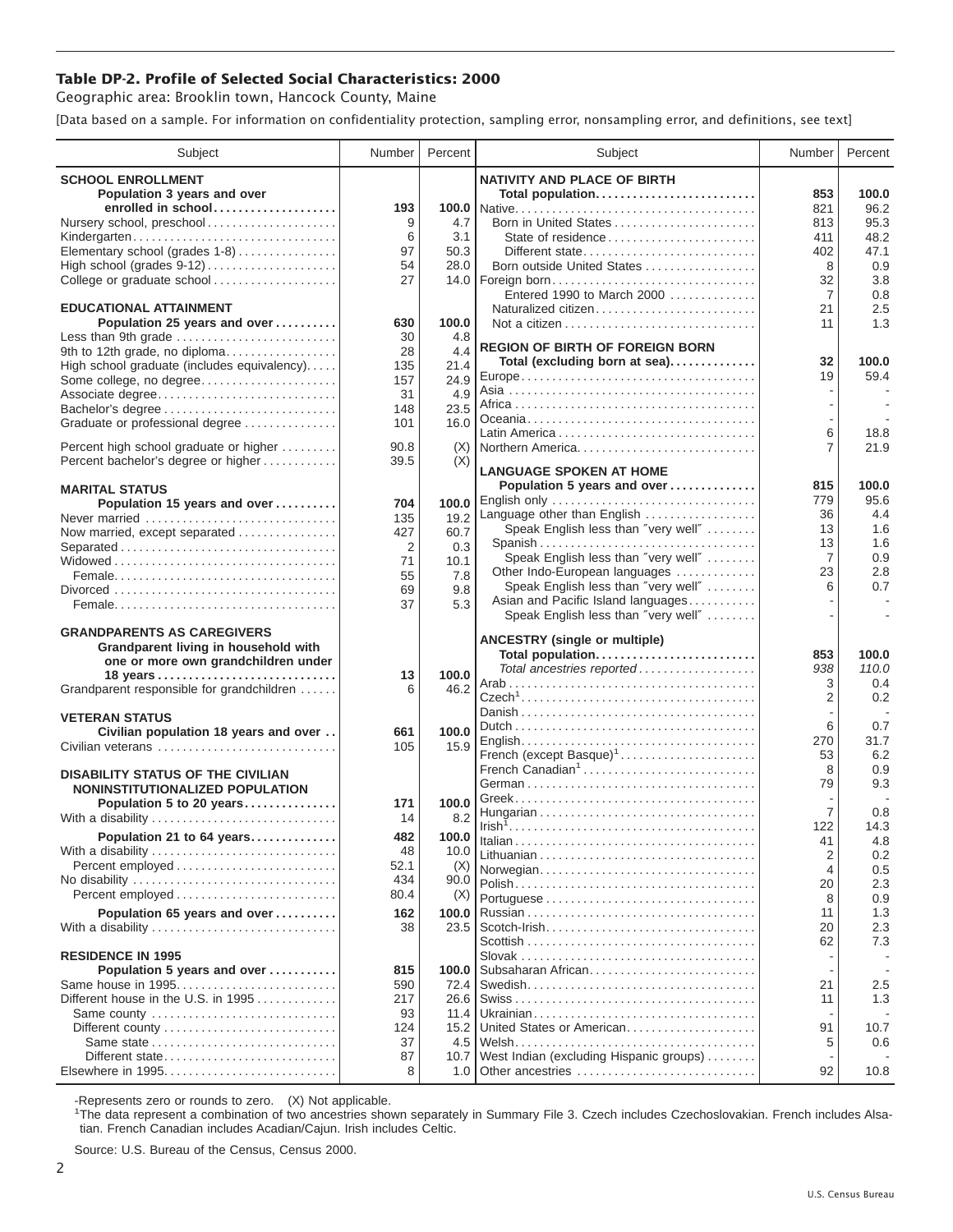# Table DP-2. Profile of Selected Social Characteristics: 2000

Geographic area: Brooklin town, Hancock County, Maine

[Data based on a sample. For information on confidentiality protection, sampling error, nonsampling error, and definitions, see text]

| Subject | Number | Percent |
|---|---|---|
| **SCHOOL ENROLLMENT** | | |
| **Population 3 years and over enrolled in school** | **193** | **100.0** |
| Nursery school, preschool | 9 | 4.7 |
| Kindergarten | 6 | 3.1 |
| Elementary school (grades 1-8) | 97 | 50.3 |
| High school (grades 9-12) | 54 | 28.0 |
| College or graduate school | 27 | 14.0 |
| **EDUCATIONAL ATTAINMENT** | | |
| **Population 25 years and over** | **630** | **100.0** |
| Less than 9th grade | 30 | 4.8 |
| 9th to 12th grade, no diploma | 28 | 4.4 |
| High school graduate (includes equivalency) | 135 | 21.4 |
| Some college, no degree | 157 | 24.9 |
| Associate degree | 31 | 4.9 |
| Bachelor's degree | 148 | 23.5 |
| Graduate or professional degree | 101 | 16.0 |
| Percent high school graduate or higher | 90.8 | (X) |
| Percent bachelor's degree or higher | 39.5 | (X) |
| **MARITAL STATUS** | | |
| **Population 15 years and over** | **704** | **100.0** |
| Never married | 135 | 19.2 |
| Now married, except separated | 427 | 60.7 |
| Separated | 2 | 0.3 |
| Widowed | 71 | 10.1 |
| Female | 55 | 7.8 |
| Divorced | 69 | 9.8 |
| Female | 37 | 5.3 |
| **GRANDPARENTS AS CAREGIVERS** | | |
| **Grandparent living in household with one or more own grandchildren under 18 years** | **13** | **100.0** |
| Grandparent responsible for grandchildren | 6 | 46.2 |
| **VETERAN STATUS** | | |
| **Civilian population 18 years and over** | **661** | **100.0** |
| Civilian veterans | 105 | 15.9 |
| **DISABILITY STATUS OF THE CIVILIAN NONINSTITUTIONALIZED POPULATION** | | |
| **Population 5 to 20 years** | **171** | **100.0** |
| With a disability | 14 | 8.2 |
| **Population 21 to 64 years** | **482** | **100.0** |
| With a disability | 48 | 10.0 |
| Percent employed | 52.1 | (X) |
| No disability | 434 | 90.0 |
| Percent employed | 80.4 | (X) |
| **Population 65 years and over** | **162** | **100.0** |
| With a disability | 38 | 23.5 |
| **RESIDENCE IN 1995** | | |
| **Population 5 years and over** | **815** | **100.0** |
| Same house in 1995 | 590 | 72.4 |
| Different house in the U.S. in 1995 | 217 | 26.6 |
| Same county | 93 | 11.4 |
| Different county | 124 | 15.2 |
| Same state | 37 | 4.5 |
| Different state | 87 | 10.7 |
| Elsewhere in 1995 | 8 | 1.0 |

| Subject | Number | Percent |
|---|---|---|
| **NATIVITY AND PLACE OF BIRTH** | | |
| **Total population** | **853** | **100.0** |
| Native | 821 | 96.2 |
| Born in United States | 813 | 95.3 |
| State of residence | 411 | 48.2 |
| Different state | 402 | 47.1 |
| Born outside United States | 8 | 0.9 |
| Foreign born | 32 | 3.8 |
| Entered 1990 to March 2000 | 7 | 0.8 |
| Naturalized citizen | 21 | 2.5 |
| Not a citizen | 11 | 1.3 |
| **REGION OF BIRTH OF FOREIGN BORN** | | |
| **Total (excluding born at sea)** | **32** | **100.0** |
| Europe | 19 | 59.4 |
| Asia | - | - |
| Africa | - | - |
| Oceania | - | - |
| Latin America | 6 | 18.8 |
| Northern America | 7 | 21.9 |
| **LANGUAGE SPOKEN AT HOME** | | |
| **Population 5 years and over** | **815** | **100.0** |
| English only | 779 | 95.6 |
| Language other than English | 36 | 4.4 |
| Speak English less than "very well" | 13 | 1.6 |
| Spanish | 13 | 1.6 |
| Speak English less than "very well" | 7 | 0.9 |
| Other Indo-European languages | 23 | 2.8 |
| Speak English less than "very well" | 6 | 0.7 |
| Asian and Pacific Island languages | - | - |
| Speak English less than "very well" | - | - |
| **ANCESTRY (single or multiple)** | | |
| **Total population** | **853** | **100.0** |
| *Total ancestries reported* | *938* | *110.0* |
| Arab | 3 | 0.4 |
| Czech[1] | 2 | 0.2 |
| Danish | - | - |
| Dutch | 6 | 0.7 |
| English | 270 | 31.7 |
| French (except Basque)[1] | 53 | 6.2 |
| French Canadian[1] | 8 | 0.9 |
| German | 79 | 9.3 |
| Greek | - | - |
| Hungarian | 7 | 0.8 |
| Irish[1] | 122 | 14.3 |
| Italian | 41 | 4.8 |
| Lithuanian | 2 | 0.2 |
| Norwegian | 4 | 0.5 |
| Polish | 20 | 2.3 |
| Portuguese | 8 | 0.9 |
| Russian | 11 | 1.3 |
| Scotch-Irish | 20 | 2.3 |
| Scottish | 62 | 7.3 |
| Slovak | - | - |
| Subsaharan African | - | - |
| Swedish | 21 | 2.5 |
| Swiss | 11 | 1.3 |
| Ukrainian | - | - |
| United States or American | 91 | 10.7 |
| Welsh | 5 | 0.6 |
| West Indian (excluding Hispanic groups) | - | - |
| Other ancestries | 92 | 10.8 |

-Represents zero or rounds to zero. (X) Not applicable.

[1]The data represent a combination of two ancestries shown separately in Summary File 3. Czech includes Czechoslovakian. French includes Alsatian. French Canadian includes Acadian/Cajun. Irish includes Celtic.

Source: U.S. Bureau of the Census, Census 2000.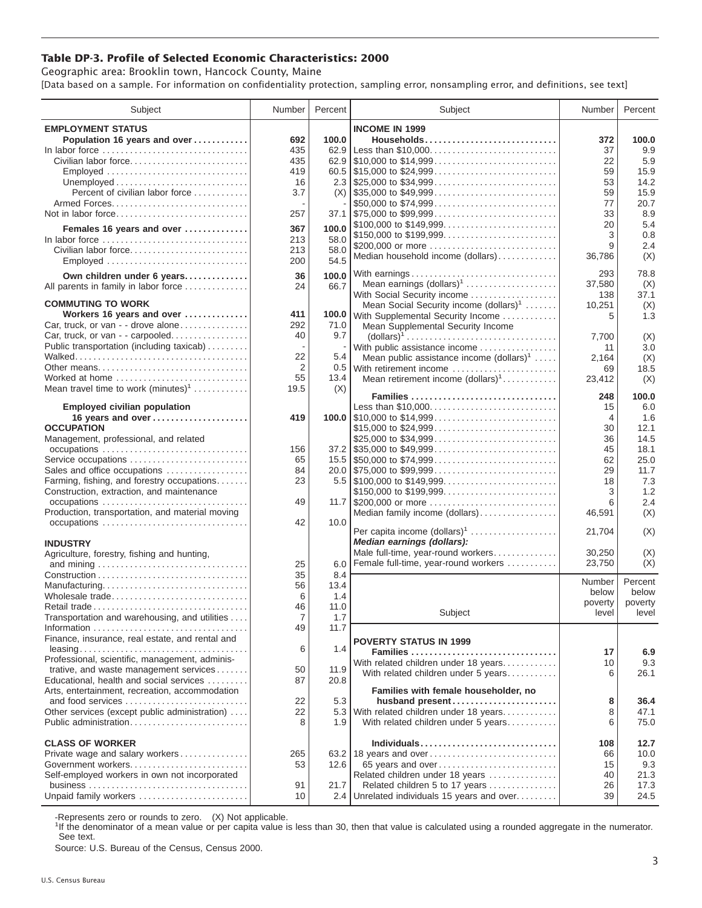# Table DP-3. Profile of Selected Economic Characteristics: 2000

Geographic area: Brooklin town, Hancock County, Maine

[Data based on a sample. For information on confidentiality protection, sampling error, nonsampling error, and definitions, see text]

| Subject | Number | Percent |
|---|---|---|
| **EMPLOYMENT STATUS** | | |
| **Population 16 years and over** | **692** | **100.0** |
| In labor force | 435 | 62.9 |
| Civilian labor force | 435 | 62.9 |
| Employed | 419 | 60.5 |
| Unemployed | 16 | 2.3 |
| Percent of civilian labor force | 3.7 | (X) |
| Armed Forces | - | - |
| Not in labor force | 257 | 37.1 |
| **Females 16 years and over** | **367** | **100.0** |
| In labor force | 213 | 58.0 |
| Civilian labor force | 213 | 58.0 |
| Employed | 200 | 54.5 |
| **Own children under 6 years** | **36** | **100.0** |
| All parents in family in labor force | 24 | 66.7 |
| **COMMUTING TO WORK** | | |
| **Workers 16 years and over** | **411** | **100.0** |
| Car, truck, or van - - drove alone | 292 | 71.0 |
| Car, truck, or van - - carpooled | 40 | 9.7 |
| Public transportation (including taxicab) | - | - |
| Walked | 22 | 5.4 |
| Other means | 2 | 0.5 |
| Worked at home | 55 | 13.4 |
| Mean travel time to work (minutes)[1] | 19.5 | (X) |
| **Employed civilian population 16 years and over** | **419** | **100.0** |
| **OCCUPATION** | | |
| Management, professional, and related occupations | 156 | 37.2 |
| Service occupations | 65 | 15.5 |
| Sales and office occupations | 84 | 20.0 |
| Farming, fishing, and forestry occupations | 23 | 5.5 |
| Construction, extraction, and maintenance occupations | 49 | 11.7 |
| Production, transportation, and material moving occupations | 42 | 10.0 |
| **INDUSTRY** | | |
| Agriculture, forestry, fishing and hunting, and mining | 25 | 6.0 |
| Construction | 35 | 8.4 |
| Manufacturing | 56 | 13.4 |
| Wholesale trade | 6 | 1.4 |
| Retail trade | 46 | 11.0 |
| Transportation and warehousing, and utilities | 7 | 1.7 |
| Information | 49 | 11.7 |
| Finance, insurance, real estate, and rental and leasing | 6 | 1.4 |
| Professional, scientific, management, administrative, and waste management services | 50 | 11.9 |
| Educational, health and social services | 87 | 20.8 |
| Arts, entertainment, recreation, accommodation and food services | 22 | 5.3 |
| Other services (except public administration) | 22 | 5.3 |
| Public administration | 8 | 1.9 |
| **CLASS OF WORKER** | | |
| Private wage and salary workers | 265 | 63.2 |
| Government workers | 53 | 12.6 |
| Self-employed workers in own not incorporated business | 91 | 21.7 |
| Unpaid family workers | 10 | 2.4 |

| Subject | Number | Percent |
|---|---|---|
| **INCOME IN 1999** | | |
| **Households** | **372** | **100.0** |
| Less than $10,000 | 37 | 9.9 |
| $10,000 to $14,999 | 22 | 5.9 |
| $15,000 to $24,999 | 59 | 15.9 |
| $25,000 to $34,999 | 53 | 14.2 |
| $35,000 to $49,999 | 59 | 15.9 |
| $50,000 to $74,999 | 77 | 20.7 |
| $75,000 to $99,999 | 33 | 8.9 |
| $100,000 to $149,999 | 20 | 5.4 |
| $150,000 to $199,999 | 3 | 0.8 |
| $200,000 or more | 9 | 2.4 |
| Median household income (dollars) | 36,786 | (X) |
| With earnings | 293 | 78.8 |
| Mean earnings (dollars)[1] | 37,580 | (X) |
| With Social Security income | 138 | 37.1 |
| Mean Social Security income (dollars)[1] | 10,251 | (X) |
| With Supplemental Security Income | 5 | 1.3 |
| Mean Supplemental Security Income (dollars)[1] | 7,700 | (X) |
| With public assistance income | 11 | 3.0 |
| Mean public assistance income (dollars)[1] | 2,164 | (X) |
| With retirement income | 69 | 18.5 |
| Mean retirement income (dollars)[1] | 23,412 | (X) |
| **Families** | **248** | **100.0** |
| Less than $10,000 | 15 | 6.0 |
| $10,000 to $14,999 | 4 | 1.6 |
| $15,000 to $24,999 | 30 | 12.1 |
| $25,000 to $34,999 | 36 | 14.5 |
| $35,000 to $49,999 | 45 | 18.1 |
| $50,000 to $74,999 | 62 | 25.0 |
| $75,000 to $99,999 | 29 | 11.7 |
| $100,000 to $149,999 | 18 | 7.3 |
| $150,000 to $199,999 | 3 | 1.2 |
| $200,000 or more | 6 | 2.4 |
| Median family income (dollars) | 46,591 | (X) |
| Per capita income (dollars)[1] | 21,704 | (X) |
| ***Median earnings (dollars):*** | | |
| Male full-time, year-round workers | 30,250 | (X) |
| Female full-time, year-round workers | 23,750 | (X) |

| Subject | Number below poverty level | Percent below poverty level |
|---|---|---|
| **POVERTY STATUS IN 1999** | | |
| **Families** | **17** | **6.9** |
| With related children under 18 years | 10 | 9.3 |
| With related children under 5 years | 6 | 26.1 |
| **Families with female householder, no husband present** | **8** | **36.4** |
| With related children under 18 years | 8 | 47.1 |
| With related children under 5 years | 6 | 75.0 |
| **Individuals** | **108** | **12.7** |
| 18 years and over | 66 | 10.0 |
| 65 years and over | 15 | 9.3 |
| Related children under 18 years | 40 | 21.3 |
| Related children 5 to 17 years | 26 | 17.3 |
| Unrelated individuals 15 years and over | 39 | 24.5 |

-Represents zero or rounds to zero. (X) Not applicable.

[1]If the denominator of a mean value or per capita value is less than 30, then that value is calculated using a rounded aggregate in the numerator. See text.

Source: U.S. Bureau of the Census, Census 2000.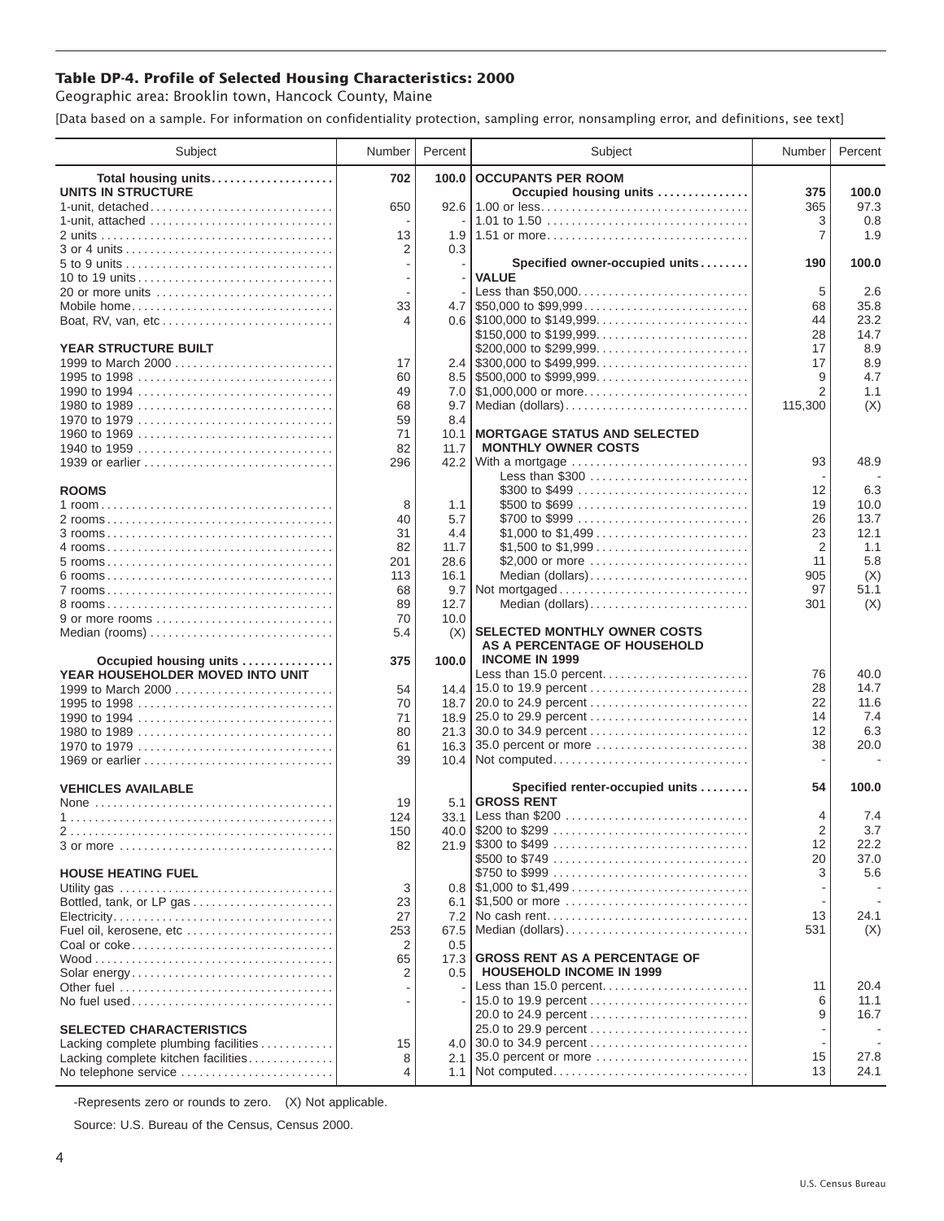## Table DP-4. Profile of Selected Housing Characteristics: 2000

Geographic area: Brooklin town, Hancock County, Maine

[Data based on a sample. For information on confidentiality protection, sampling error, nonsampling error, and definitions, see text]

| Subject | Number | Percent | Subject | Number | Percent |
|---|---|---|---|---|---|
| **Total housing units** | **702** | **100.0** | **OCCUPANTS PER ROOM** | | |
| **UNITS IN STRUCTURE** | | | **Occupied housing units** | **375** | **100.0** |
| 1-unit, detached | 650 | 92.6 | 1.00 or less | 365 | 97.3 |
| 1-unit, attached | - | - | 1.01 to 1.50 | 3 | 0.8 |
| 2 units | 13 | 1.9 | 1.51 or more | 7 | 1.9 |
| 3 or 4 units | 2 | 0.3 | | | |
| 5 to 9 units | - | - | **Specified owner-occupied units** | **190** | **100.0** |
| 10 to 19 units | - | - | **VALUE** | | |
| 20 or more units | - | - | Less than $50,000 | 5 | 2.6 |
| Mobile home | 33 | 4.7 | $50,000 to $99,999 | 68 | 35.8 |
| Boat, RV, van, etc | 4 | 0.6 | $100,000 to $149,999 | 44 | 23.2 |
| | | | $150,000 to $199,999 | 28 | 14.7 |
| **YEAR STRUCTURE BUILT** | | | $200,000 to $299,999 | 17 | 8.9 |
| 1999 to March 2000 | 17 | 2.4 | $300,000 to $499,999 | 17 | 8.9 |
| 1995 to 1998 | 60 | 8.5 | $500,000 to $999,999 | 9 | 4.7 |
| 1990 to 1994 | 49 | 7.0 | $1,000,000 or more | 2 | 1.1 |
| 1980 to 1989 | 68 | 9.7 | Median (dollars) | 115,300 | (X) |
| 1970 to 1979 | 59 | 8.4 | | | |
| 1960 to 1969 | 71 | 10.1 | **MORTGAGE STATUS AND SELECTED** | | |
| 1940 to 1959 | 82 | 11.7 | **MONTHLY OWNER COSTS** | | |
| 1939 or earlier | 296 | 42.2 | With a mortgage | 93 | 48.9 |
| | | | Less than $300 | - | - |
| **ROOMS** | | | $300 to $499 | 12 | 6.3 |
| 1 room | 8 | 1.1 | $500 to $699 | 19 | 10.0 |
| 2 rooms | 40 | 5.7 | $700 to $999 | 26 | 13.7 |
| 3 rooms | 31 | 4.4 | $1,000 to $1,499 | 23 | 12.1 |
| 4 rooms | 82 | 11.7 | $1,500 to $1,999 | 2 | 1.1 |
| 5 rooms | 201 | 28.6 | $2,000 or more | 11 | 5.8 |
| 6 rooms | 113 | 16.1 | Median (dollars) | 905 | (X) |
| 7 rooms | 68 | 9.7 | Not mortgaged | 97 | 51.1 |
| 8 rooms | 89 | 12.7 | Median (dollars) | 301 | (X) |
| 9 or more rooms | 70 | 10.0 | | | |
| Median (rooms) | 5.4 | (X) | **SELECTED MONTHLY OWNER COSTS AS A PERCENTAGE OF HOUSEHOLD** | | |
| **Occupied housing units** | **375** | **100.0** | **INCOME IN 1999** | | |
| **YEAR HOUSEHOLDER MOVED INTO UNIT** | | | Less than 15.0 percent | 76 | 40.0 |
| 1999 to March 2000 | 54 | 14.4 | 15.0 to 19.9 percent | 28 | 14.7 |
| 1995 to 1998 | 70 | 18.7 | 20.0 to 24.9 percent | 22 | 11.6 |
| 1990 to 1994 | 71 | 18.9 | 25.0 to 29.9 percent | 14 | 7.4 |
| 1980 to 1989 | 80 | 21.3 | 30.0 to 34.9 percent | 12 | 6.3 |
| 1970 to 1979 | 61 | 16.3 | 35.0 percent or more | 38 | 20.0 |
| 1969 or earlier | 39 | 10.4 | Not computed | - | - |
| | | | | | |
| **VEHICLES AVAILABLE** | | | **Specified renter-occupied units** | **54** | **100.0** |
| None | 19 | 5.1 | **GROSS RENT** | | |
| 1 | 124 | 33.1 | Less than $200 | 4 | 7.4 |
| 2 | 150 | 40.0 | $200 to $299 | 2 | 3.7 |
| 3 or more | 82 | 21.9 | $300 to $499 | 12 | 22.2 |
| | | | $500 to $749 | 20 | 37.0 |
| **HOUSE HEATING FUEL** | | | $750 to $999 | 3 | 5.6 |
| Utility gas | 3 | 0.8 | $1,000 to $1,499 | - | - |
| Bottled, tank, or LP gas | 23 | 6.1 | $1,500 or more | - | - |
| Electricity | 27 | 7.2 | No cash rent | 13 | 24.1 |
| Fuel oil, kerosene, etc | 253 | 67.5 | Median (dollars) | 531 | (X) |
| Coal or coke | 2 | 0.5 | | | |
| Wood | 65 | 17.3 | **GROSS RENT AS A PERCENTAGE OF** | | |
| Solar energy | 2 | 0.5 | **HOUSEHOLD INCOME IN 1999** | | |
| Other fuel | - | - | Less than 15.0 percent | 11 | 20.4 |
| No fuel used | - | - | 15.0 to 19.9 percent | 6 | 11.1 |
| | | | 20.0 to 24.9 percent | 9 | 16.7 |
| **SELECTED CHARACTERISTICS** | | | 25.0 to 29.9 percent | - | - |
| Lacking complete plumbing facilities | 15 | 4.0 | 30.0 to 34.9 percent | - | - |
| Lacking complete kitchen facilities | 8 | 2.1 | 35.0 percent or more | 15 | 27.8 |
| No telephone service | 4 | 1.1 | Not computed | 13 | 24.1 |

-Represents zero or rounds to zero. (X) Not applicable.

Source: U.S. Bureau of the Census, Census 2000.